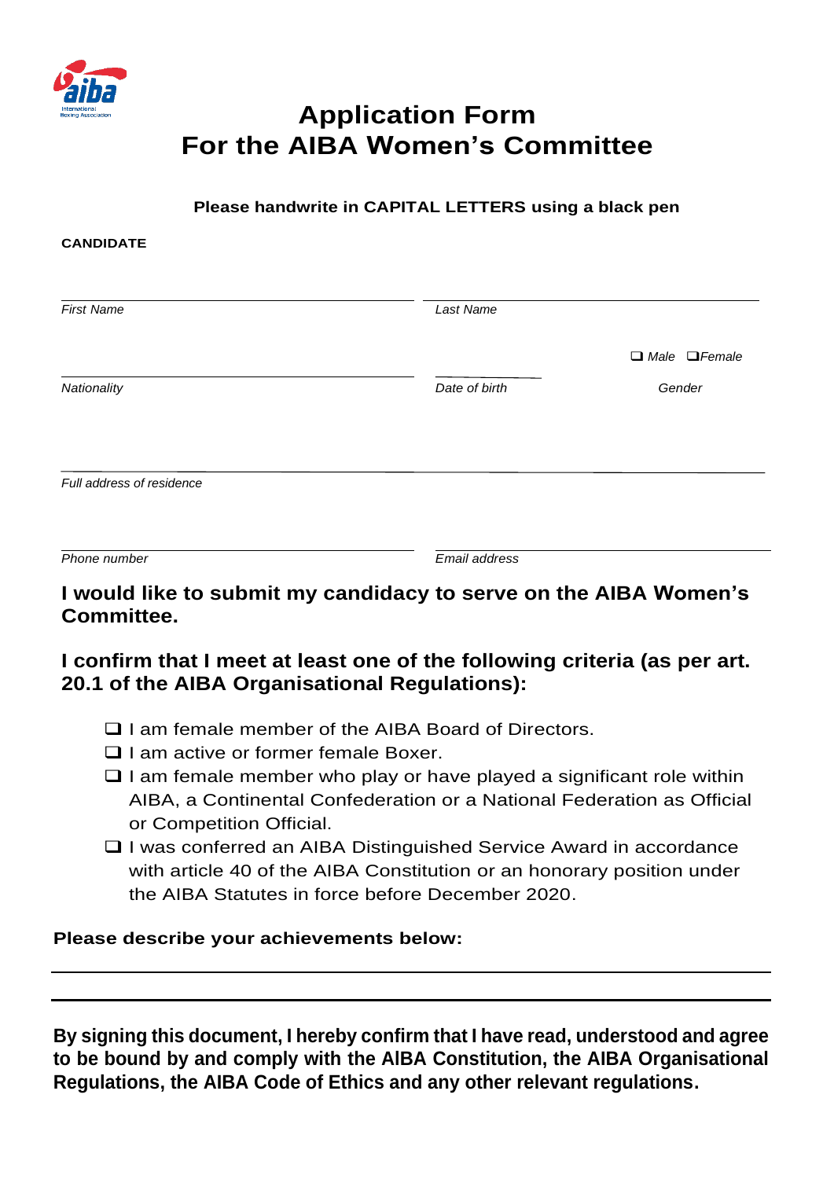# Application Form
# For the AIBA Women's Committee

**Please handwrite in CAPITAL LETTERS using a black pen**

**CANDIDATE**

_First Name_ _Last Name_

_Nationality_ _Date of birth_ _Gender_ ❑ _Male_ ❑ _Female_

_Full address of residence_

_Phone number_ _Email address_

### I would like to submit my candidacy to serve on the AIBA Women's Committee.

### I confirm that I meet at least one of the following criteria (as per art. 20.1 of the AIBA Organisational Regulations):

- ❑ I am female member of the AIBA Board of Directors.
- ❑ I am active or former female Boxer.
- ❑ I am female member who play or have played a significant role within AIBA, a Continental Confederation or a National Federation as Official or Competition Official.
- ❑ I was conferred an AIBA Distinguished Service Award in accordance with article 40 of the AIBA Constitution or an honorary position under the AIBA Statutes in force before December 2020.

**Please describe your achievements below:**

**By signing this document, I hereby confirm that I have read, understood and agree to be bound by and comply with the AIBA Constitution, the AIBA Organisational Regulations, the AIBA Code of Ethics and any other relevant regulations.**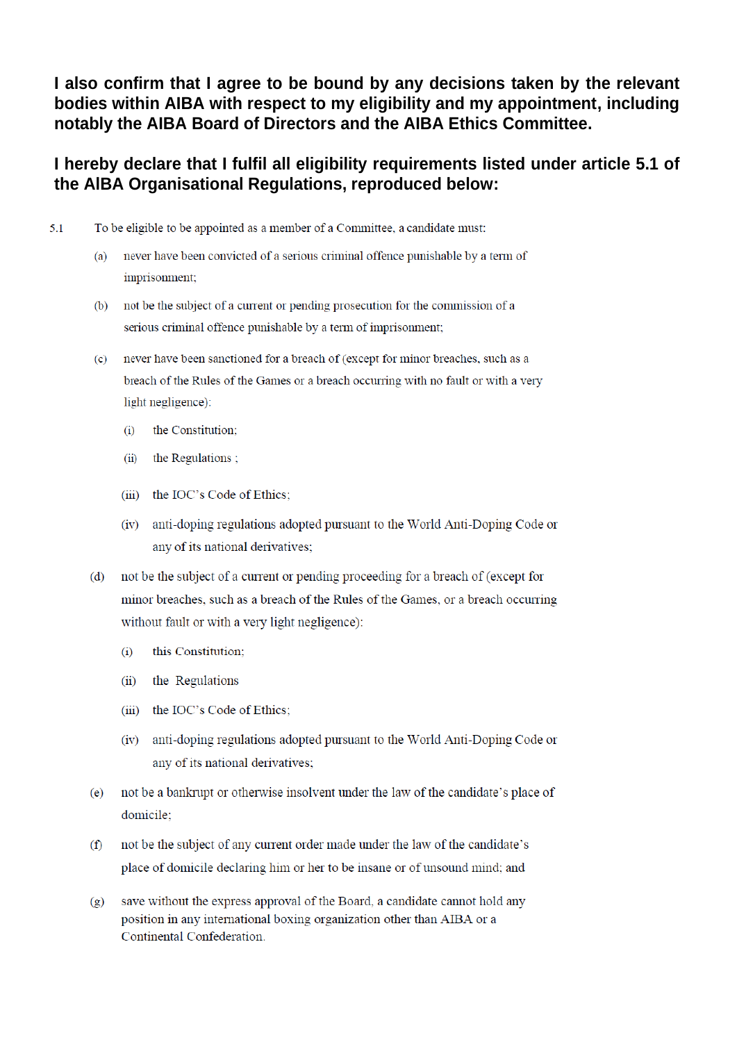**I also confirm that I agree to be bound by any decisions taken by the relevant bodies within AIBA with respect to my eligibility and my appointment, including notably the AIBA Board of Directors and the AIBA Ethics Committee.**

**I hereby declare that I fulfil all eligibility requirements listed under article 5.1 of the AIBA Organisational Regulations, reproduced below:**

5.1 To be eligible to be appointed as a member of a Committee, a candidate must:

(a) never have been convicted of a serious criminal offence punishable by a term of imprisonment;

(b) not be the subject of a current or pending prosecution for the commission of a serious criminal offence punishable by a term of imprisonment;

(c) never have been sanctioned for a breach of (except for minor breaches, such as a breach of the Rules of the Games or a breach occurring with no fault or with a very light negligence):

(i) the Constitution;

(ii) the Regulations ;

(iii) the IOC's Code of Ethics;

(iv) anti-doping regulations adopted pursuant to the World Anti-Doping Code or any of its national derivatives;

(d) not be the subject of a current or pending proceeding for a breach of (except for minor breaches, such as a breach of the Rules of the Games, or a breach occurring without fault or with a very light negligence):

(i) this Constitution;

(ii) the Regulations

(iii) the IOC's Code of Ethics;

(iv) anti-doping regulations adopted pursuant to the World Anti-Doping Code or any of its national derivatives;

(e) not be a bankrupt or otherwise insolvent under the law of the candidate's place of domicile;

(f) not be the subject of any current order made under the law of the candidate's place of domicile declaring him or her to be insane or of unsound mind; and

(g) save without the express approval of the Board, a candidate cannot hold any position in any international boxing organization other than AIBA or a Continental Confederation.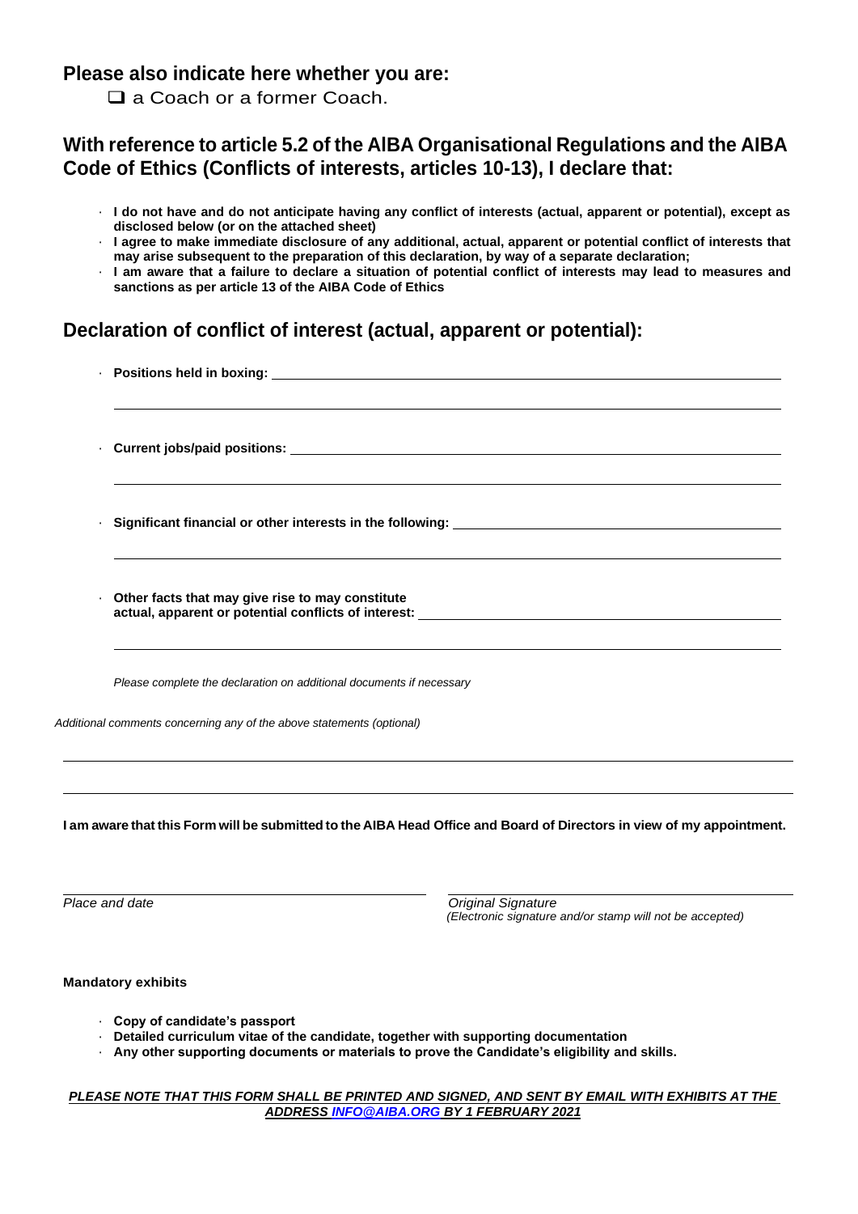## Please also indicate here whether you are:

❑ a Coach or a former Coach.

## With reference to article 5.2 of the AIBA Organisational Regulations and the AIBA Code of Ethics (Conflicts of interests, articles 10-13), I declare that:

- **I do not have and do not anticipate having any conflict of interests (actual, apparent or potential), except as disclosed below (or on the attached sheet)**
- **I agree to make immediate disclosure of any additional, actual, apparent or potential conflict of interests that may arise subsequent to the preparation of this declaration, by way of a separate declaration;**
- **I am aware that a failure to declare a situation of potential conflict of interests may lead to measures and sanctions as per article 13 of the AIBA Code of Ethics**

## Declaration of conflict of interest (actual, apparent or potential):

- **Positions held in boxing:** ______________________________

  ______________________________

- **Current jobs/paid positions:** ______________________________

  ______________________________

- **Significant financial or other interests in the following:** ______________________________

  ______________________________

- **Other facts that may give rise to may constitute actual, apparent or potential conflicts of interest:** ______________________________

  ______________________________

*Please complete the declaration on additional documents if necessary*

*Additional comments concerning any of the above statements (optional)*

______________________________

______________________________

**I am aware that this Form will be submitted to the AIBA Head Office and Board of Directors in view of my appointment.**

______________________________ ______________________________

*Place and date* *Original Signature*
*(Electronic signature and/or stamp will not be accepted)*

**Mandatory exhibits**

- **Copy of candidate's passport**
- **Detailed curriculum vitae of the candidate, together with supporting documentation**
- **Any other supporting documents or materials to prove the Candidate's eligibility and skills.**

***PLEASE NOTE THAT THIS FORM SHALL BE PRINTED AND SIGNED, AND SENT BY EMAIL WITH EXHIBITS AT THE ADDRESS INFO@AIBA.ORG BY 1 FEBRUARY 2021***